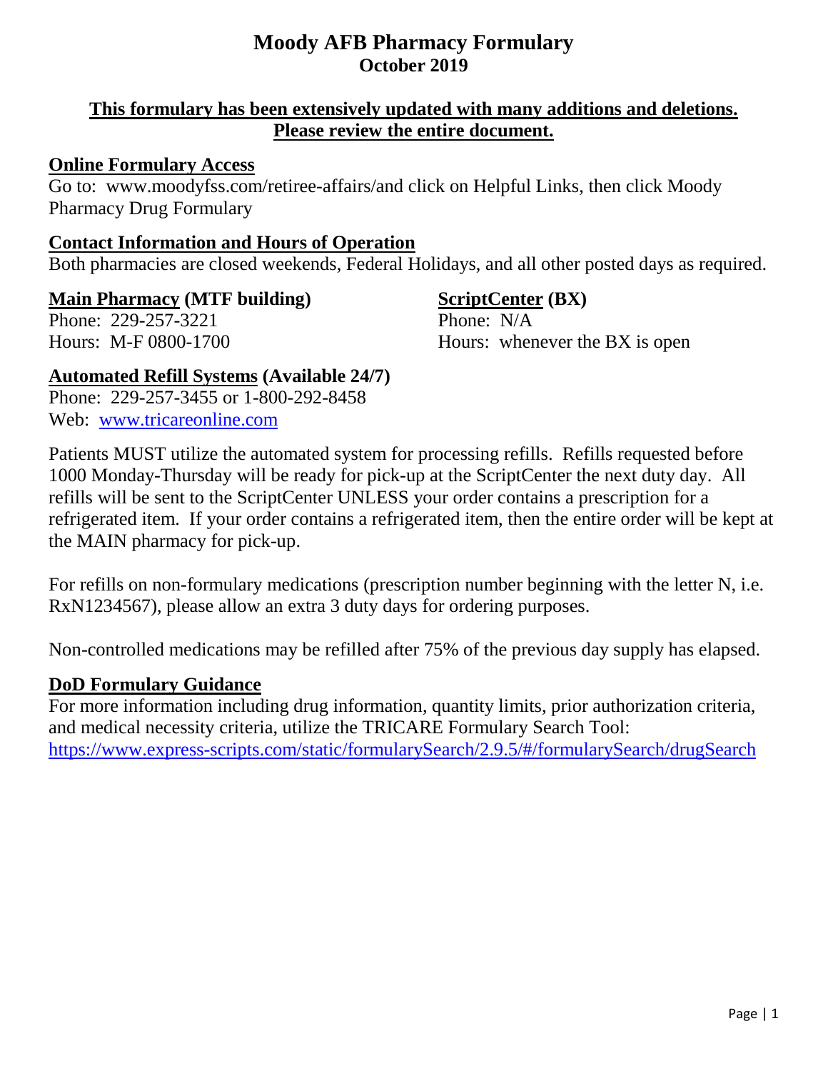# Moody AFB Pharmacy Formulary

## October 2019

**This formulary has been extensively updated with many additions and deletions. Please review the entire document.**

### Online Formulary Access

Go to: www.moodyfss.com/retiree-affairs/and click on Helpful Links, then click Moody Pharmacy Drug Formulary

### Contact Information and Hours of Operation

Both pharmacies are closed weekends, Federal Holidays, and all other posted days as required.

**Main Pharmacy (MTF building)**
Phone: 229-257-3221
Hours: M-F 0800-1700

**ScriptCenter (BX)**
Phone: N/A
Hours: whenever the BX is open

**Automated Refill Systems (Available 24/7)**
Phone: 229-257-3455 or 1-800-292-8458
Web: www.tricareonline.com

Patients MUST utilize the automated system for processing refills. Refills requested before 1000 Monday-Thursday will be ready for pick-up at the ScriptCenter the next duty day. All refills will be sent to the ScriptCenter UNLESS your order contains a prescription for a refrigerated item. If your order contains a refrigerated item, then the entire order will be kept at the MAIN pharmacy for pick-up.

For refills on non-formulary medications (prescription number beginning with the letter N, i.e. RxN1234567), please allow an extra 3 duty days for ordering purposes.

Non-controlled medications may be refilled after 75% of the previous day supply has elapsed.

### DoD Formulary Guidance

For more information including drug information, quantity limits, prior authorization criteria, and medical necessity criteria, utilize the TRICARE Formulary Search Tool: https://www.express-scripts.com/static/formularySearch/2.9.5/#/formularySearch/drugSearch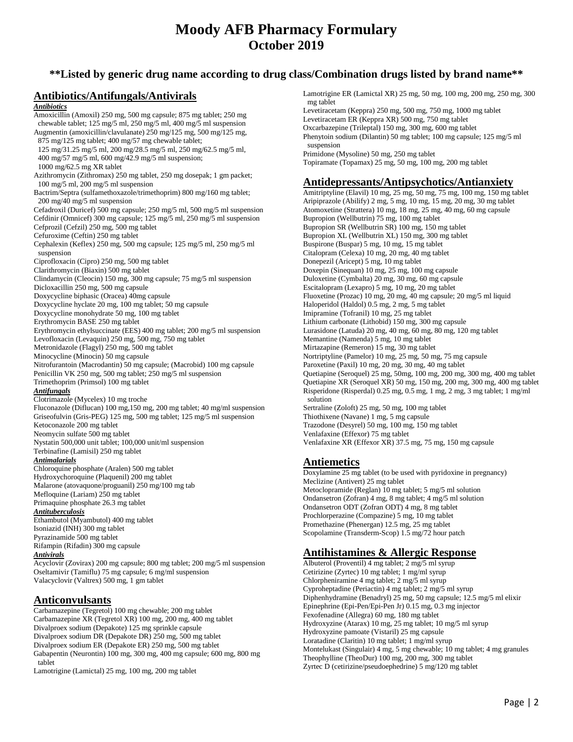# Moody AFB Pharmacy Formulary
## October 2019

### **Listed by generic drug name according to drug class/Combination drugs listed by brand name**

## Antibiotics/Antifungals/Antivirals

***Antibiotics***

Amoxicillin (Amoxil) 250 mg, 500 mg capsule; 875 mg tablet; 250 mg chewable tablet; 125 mg/5 ml, 250 mg/5 ml, 400 mg/5 ml suspension
Augmentin (amoxicillin/clavulanate) 250 mg/125 mg, 500 mg/125 mg, 875 mg/125 mg tablet; 400 mg/57 mg chewable tablet; 125 mg/31.25 mg/5 ml, 200 mg/28.5 mg/5 ml, 250 mg/62.5 mg/5 ml, 400 mg/57 mg/5 ml, 600 mg/42.9 mg/5 ml suspension; 1000 mg/62.5 mg XR tablet
Azithromycin (Zithromax) 250 mg tablet, 250 mg dosepak; 1 gm packet; 100 mg/5 ml, 200 mg/5 ml suspension
Bactrim/Septra (sulfamethoxazole/trimethoprim) 800 mg/160 mg tablet; 200 mg/40 mg/5 ml suspension
Cefadroxil (Duricef) 500 mg capsule; 250 mg/5 ml, 500 mg/5 ml suspension
Cefdinir (Omnicef) 300 mg capsule; 125 mg/5 ml, 250 mg/5 ml suspension
Cefprozil (Cefzil) 250 mg, 500 mg tablet
Cefuroxime (Ceftin) 250 mg tablet
Cephalexin (Keflex) 250 mg, 500 mg capsule; 125 mg/5 ml, 250 mg/5 ml suspension
Ciprofloxacin (Cipro) 250 mg, 500 mg tablet
Clarithromycin (Biaxin) 500 mg tablet
Clindamycin (Cleocin) 150 mg, 300 mg capsule; 75 mg/5 ml suspension
Dicloxacillin 250 mg, 500 mg capsule
Doxycycline biphasic (Oracea) 40mg capsule
Doxycycline hyclate 20 mg, 100 mg tablet; 50 mg capsule
Doxycycline monohydrate 50 mg, 100 mg tablet
Erythromycin BASE 250 mg tablet
Erythromycin ethylsuccinate (EES) 400 mg tablet; 200 mg/5 ml suspension
Levofloxacin (Levaquin) 250 mg, 500 mg, 750 mg tablet
Metronidazole (Flagyl) 250 mg, 500 mg tablet
Minocycline (Minocin) 50 mg capsule
Nitrofurantoin (Macrodantin) 50 mg capsule; (Macrobid) 100 mg capsule
Penicillin VK 250 mg, 500 mg tablet; 250 mg/5 ml suspension
Trimethoprim (Primsol) 100 mg tablet

***Antifungals***

Clotrimazole (Mycelex) 10 mg troche
Fluconazole (Diflucan) 100 mg,150 mg, 200 mg tablet; 40 mg/ml suspension
Griseofulvin (Gris-PEG) 125 mg, 500 mg tablet; 125 mg/5 ml suspension
Ketoconazole 200 mg tablet
Neomycin sulfate 500 mg tablet
Nystatin 500,000 unit tablet; 100,000 unit/ml suspension
Terbinafine (Lamisil) 250 mg tablet

***Antimalarials***

Chloroquine phosphate (Aralen) 500 mg tablet
Hydroxychoroquine (Plaquenil) 200 mg tablet
Malarone (atovaquone/proguanil) 250 mg/100 mg tab
Mefloquine (Lariam) 250 mg tablet
Primaquine phosphate 26.3 mg tablet

***Antituberculosis***

Ethambutol (Myambutol) 400 mg tablet
Isoniazid (INH) 300 mg tablet
Pyrazinamide 500 mg tablet
Rifampin (Rifadin) 300 mg capsule

***Antivirals***

Acyclovir (Zovirax) 200 mg capsule; 800 mg tablet; 200 mg/5 ml suspension
Oseltamivir (Tamiflu) 75 mg capsule; 6 mg/ml suspension
Valacyclovir (Valtrex) 500 mg, 1 gm tablet

## Anticonvulsants

Carbamazepine (Tegretol) 100 mg chewable; 200 mg tablet
Carbamazepine XR (Tegretol XR) 100 mg, 200 mg, 400 mg tablet
Divalproex sodium (Depakote) 125 mg sprinkle capsule
Divalproex sodium DR (Depakote DR) 250 mg, 500 mg tablet
Divalproex sodium ER (Depakote ER) 250 mg, 500 mg tablet
Gabapentin (Neurontin) 100 mg, 300 mg, 400 mg capsule; 600 mg, 800 mg tablet
Lamotrigine (Lamictal) 25 mg, 100 mg, 200 mg tablet
Lamotrigine ER (Lamictal XR) 25 mg, 50 mg, 100 mg, 200 mg, 250 mg, 300 mg tablet
Levetiracetam (Keppra) 250 mg, 500 mg, 750 mg, 1000 mg tablet
Levetiracetam ER (Keppra XR) 500 mg, 750 mg tablet
Oxcarbazepine (Trileptal) 150 mg, 300 mg, 600 mg tablet
Phenytoin sodium (Dilantin) 50 mg tablet; 100 mg capsule; 125 mg/5 ml suspension
Primidone (Mysoline) 50 mg, 250 mg tablet
Topiramate (Topamax) 25 mg, 50 mg, 100 mg, 200 mg tablet

## Antidepressants/Antipsychotics/Antianxiety

Amitriptyline (Elavil) 10 mg, 25 mg, 50 mg, 75 mg, 100 mg, 150 mg tablet
Aripiprazole (Abilify) 2 mg, 5 mg, 10 mg, 15 mg, 20 mg, 30 mg tablet
Atomoxetine (Strattera) 10 mg, 18 mg, 25 mg, 40 mg, 60 mg capsule
Bupropion (Wellbutrin) 75 mg, 100 mg tablet
Bupropion SR (Wellbutrin SR) 100 mg, 150 mg tablet
Bupropion XL (Wellbutrin XL) 150 mg, 300 mg tablet
Buspirone (Buspar) 5 mg, 10 mg, 15 mg tablet
Citalopram (Celexa) 10 mg, 20 mg, 40 mg tablet
Donepezil (Aricept) 5 mg, 10 mg tablet
Doxepin (Sinequan) 10 mg, 25 mg, 100 mg capsule
Duloxetine (Cymbalta) 20 mg, 30 mg, 60 mg capsule
Escitalopram (Lexapro) 5 mg, 10 mg, 20 mg tablet
Fluoxetine (Prozac) 10 mg, 20 mg, 40 mg capsule; 20 mg/5 ml liquid
Haloperidol (Haldol) 0.5 mg, 2 mg, 5 mg tablet
Imipramine (Tofranil) 10 mg, 25 mg tablet
Lithium carbonate (Lithobid) 150 mg, 300 mg capsule
Lurasidone (Latuda) 20 mg, 40 mg, 60 mg, 80 mg, 120 mg tablet
Memantine (Namenda) 5 mg, 10 mg tablet
Mirtazapine (Remeron) 15 mg, 30 mg tablet
Nortriptyline (Pamelor) 10 mg, 25 mg, 50 mg, 75 mg capsule
Paroxetine (Paxil) 10 mg, 20 mg, 30 mg, 40 mg tablet
Quetiapine (Seroquel) 25 mg, 50mg, 100 mg, 200 mg, 300 mg, 400 mg tablet
Quetiapine XR (Seroquel XR) 50 mg, 150 mg, 200 mg, 300 mg, 400 mg tablet
Risperidone (Risperdal) 0.25 mg, 0.5 mg, 1 mg, 2 mg, 3 mg tablet; 1 mg/ml solution
Sertraline (Zoloft) 25 mg, 50 mg, 100 mg tablet
Thiothixene (Navane) 1 mg, 5 mg capsule
Trazodone (Desyrel) 50 mg, 100 mg, 150 mg tablet
Venlafaxine (Effexor) 75 mg tablet
Venlafaxine XR (Effexor XR) 37.5 mg, 75 mg, 150 mg capsule

## Antiemetics

Doxylamine 25 mg tablet (to be used with pyridoxine in pregnancy)
Meclizine (Antivert) 25 mg tablet
Metoclopramide (Reglan) 10 mg tablet; 5 mg/5 ml solution
Ondansetron (Zofran) 4 mg, 8 mg tablet; 4 mg/5 ml solution
Ondansetron ODT (Zofran ODT) 4 mg, 8 mg tablet
Prochlorperazine (Compazine) 5 mg, 10 mg tablet
Promethazine (Phenergan) 12.5 mg, 25 mg tablet
Scopolamine (Transderm-Scop) 1.5 mg/72 hour patch

## Antihistamines & Allergic Response

Albuterol (Proventil) 4 mg tablet; 2 mg/5 ml syrup
Cetirizine (Zyrtec) 10 mg tablet; 1 mg/ml syrup
Chlorpheniramine 4 mg tablet; 2 mg/5 ml syrup
Cyproheptadine (Periactin) 4 mg tablet; 2 mg/5 ml syrup
Diphenhydramine (Benadryl) 25 mg, 50 mg capsule; 12.5 mg/5 ml elixir
Epinephrine (Epi-Pen/Epi-Pen Jr) 0.15 mg, 0.3 mg injector
Fexofenadine (Allegra) 60 mg, 180 mg tablet
Hydroxyzine (Atarax) 10 mg, 25 mg tablet; 10 mg/5 ml syrup
Hydroxyzine pamoate (Vistaril) 25 mg capsule
Loratadine (Claritin) 10 mg tablet; 1 mg/ml syrup
Montelukast (Singulair) 4 mg, 5 mg chewable; 10 mg tablet; 4 mg granules
Theophylline (TheoDur) 100 mg, 200 mg, 300 mg tablet
Zyrtec D (cetirizine/pseudoephedrine) 5 mg/120 mg tablet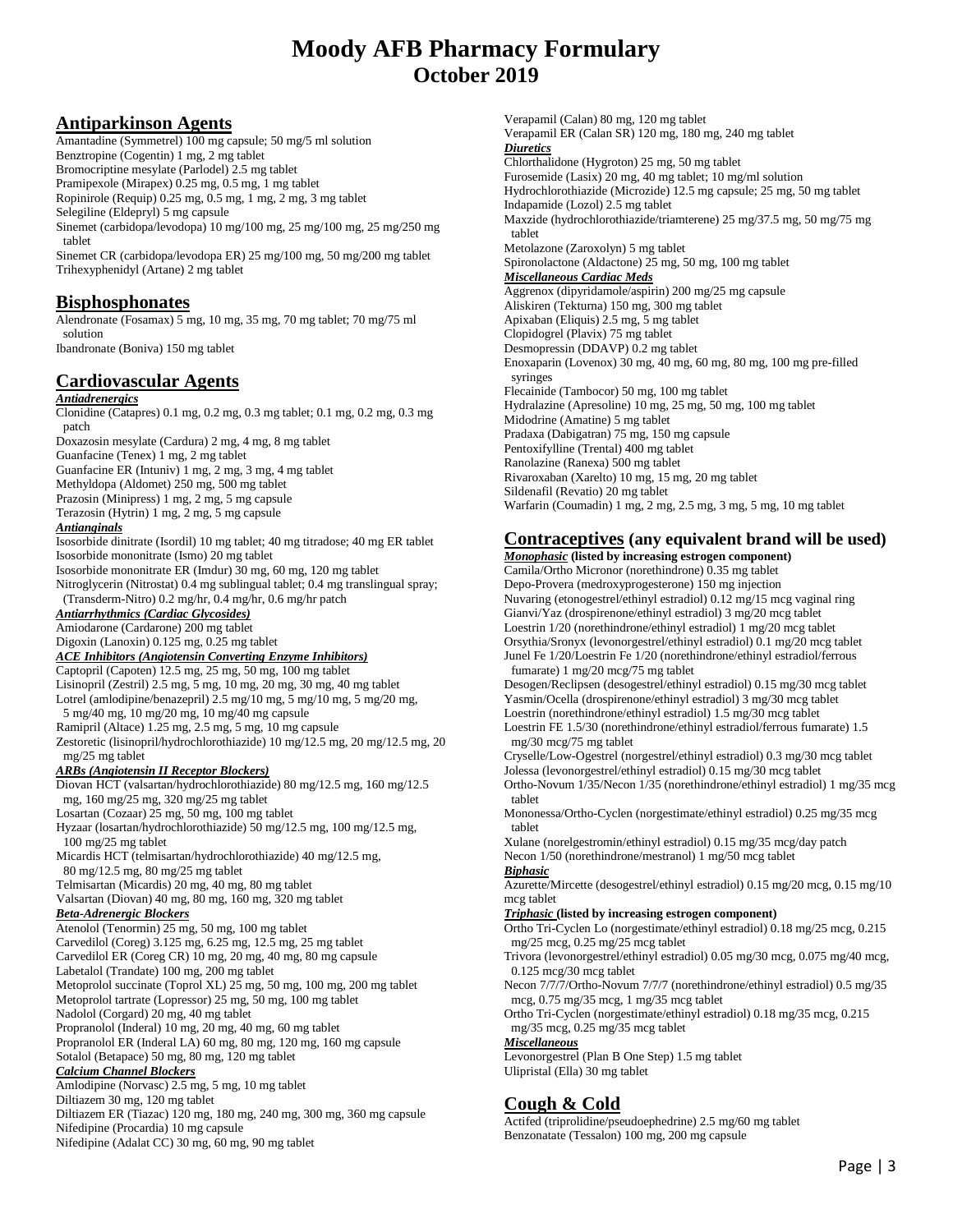# Moody AFB Pharmacy Formulary
## October 2019

## Antiparkinson Agents

Amantadine (Symmetrel) 100 mg capsule; 50 mg/5 ml solution
Benztropine (Cogentin) 1 mg, 2 mg tablet
Bromocriptine mesylate (Parlodel) 2.5 mg tablet
Pramipexole (Mirapex) 0.25 mg, 0.5 mg, 1 mg tablet
Ropinirole (Requip) 0.25 mg, 0.5 mg, 1 mg, 2 mg, 3 mg tablet
Selegiline (Eldepryl) 5 mg capsule
Sinemet (carbidopa/levodopa) 10 mg/100 mg, 25 mg/100 mg, 25 mg/250 mg tablet
Sinemet CR (carbidopa/levodopa ER) 25 mg/100 mg, 50 mg/200 mg tablet
Trihexyphenidyl (Artane) 2 mg tablet

## Bisphosphonates

Alendronate (Fosamax) 5 mg, 10 mg, 35 mg, 70 mg tablet; 70 mg/75 ml solution
Ibandronate (Boniva) 150 mg tablet

## Cardiovascular Agents

***Antiadrenergics***

Clonidine (Catapres) 0.1 mg, 0.2 mg, 0.3 mg tablet; 0.1 mg, 0.2 mg, 0.3 mg patch
Doxazosin mesylate (Cardura) 2 mg, 4 mg, 8 mg tablet
Guanfacine (Tenex) 1 mg, 2 mg tablet
Guanfacine ER (Intuniv) 1 mg, 2 mg, 3 mg, 4 mg tablet
Methyldopa (Aldomet) 250 mg, 500 mg tablet
Prazosin (Minipress) 1 mg, 2 mg, 5 mg capsule
Terazosin (Hytrin) 1 mg, 2 mg, 5 mg capsule

***Antianginals***

Isosorbide dinitrate (Isordil) 10 mg tablet; 40 mg titradose; 40 mg ER tablet
Isosorbide mononitrate (Ismo) 20 mg tablet
Isosorbide mononitrate ER (Imdur) 30 mg, 60 mg, 120 mg tablet
Nitroglycerin (Nitrostat) 0.4 mg sublingual tablet; 0.4 mg translingual spray; (Transderm-Nitro) 0.2 mg/hr, 0.4 mg/hr, 0.6 mg/hr patch

***Antiarrhythmics (Cardiac Glycosides)***

Amiodarone (Cardarone) 200 mg tablet
Digoxin (Lanoxin) 0.125 mg, 0.25 mg tablet

***ACE Inhibitors (Angiotensin Converting Enzyme Inhibitors)***

Captopril (Capoten) 12.5 mg, 25 mg, 50 mg, 100 mg tablet
Lisinopril (Zestril) 2.5 mg, 5 mg, 10 mg, 20 mg, 30 mg, 40 mg tablet
Lotrel (amlodipine/benazepril) 2.5 mg/10 mg, 5 mg/10 mg, 5 mg/20 mg, 5 mg/40 mg, 10 mg/20 mg, 10 mg/40 mg capsule
Ramipril (Altace) 1.25 mg, 2.5 mg, 5 mg, 10 mg capsule
Zestoretic (lisinopril/hydrochlorothiazide) 10 mg/12.5 mg, 20 mg/12.5 mg, 20 mg/25 mg tablet

***ARBs (Angiotensin II Receptor Blockers)***

Diovan HCT (valsartan/hydrochlorothiazide) 80 mg/12.5 mg, 160 mg/12.5 mg, 160 mg/25 mg, 320 mg/25 mg tablet
Losartan (Cozaar) 25 mg, 50 mg, 100 mg tablet
Hyzaar (losartan/hydrochlorothiazide) 50 mg/12.5 mg, 100 mg/12.5 mg, 100 mg/25 mg tablet
Micardis HCT (telmisartan/hydrochlorothiazide) 40 mg/12.5 mg, 80 mg/12.5 mg, 80 mg/25 mg tablet
Telmisartan (Micardis) 20 mg, 40 mg, 80 mg tablet
Valsartan (Diovan) 40 mg, 80 mg, 160 mg, 320 mg tablet

***Beta-Adrenergic Blockers***

Atenolol (Tenormin) 25 mg, 50 mg, 100 mg tablet
Carvedilol (Coreg) 3.125 mg, 6.25 mg, 12.5 mg, 25 mg tablet
Carvedilol ER (Coreg CR) 10 mg, 20 mg, 40 mg, 80 mg capsule
Labetalol (Trandate) 100 mg, 200 mg tablet
Metoprolol succinate (Toprol XL) 25 mg, 50 mg, 100 mg, 200 mg tablet
Metoprolol tartrate (Lopressor) 25 mg, 50 mg, 100 mg tablet
Nadolol (Corgard) 20 mg, 40 mg tablet
Propranolol (Inderal) 10 mg, 20 mg, 40 mg, 60 mg tablet
Propranolol ER (Inderal LA) 60 mg, 80 mg, 120 mg, 160 mg capsule
Sotalol (Betapace) 50 mg, 80 mg, 120 mg tablet

***Calcium Channel Blockers***

Amlodipine (Norvasc) 2.5 mg, 5 mg, 10 mg tablet
Diltiazem 30 mg, 120 mg tablet
Diltiazem ER (Tiazac) 120 mg, 180 mg, 240 mg, 300 mg, 360 mg capsule
Nifedipine (Procardia) 10 mg capsule
Nifedipine (Adalat CC) 30 mg, 60 mg, 90 mg tablet
Verapamil (Calan) 80 mg, 120 mg tablet
Verapamil ER (Calan SR) 120 mg, 180 mg, 240 mg tablet

***Diuretics***

Chlorthalidone (Hygroton) 25 mg, 50 mg tablet
Furosemide (Lasix) 20 mg, 40 mg tablet; 10 mg/ml solution
Hydrochlorothiazide (Microzide) 12.5 mg capsule; 25 mg, 50 mg tablet
Indapamide (Lozol) 2.5 mg tablet
Maxzide (hydrochlorothiazide/triamterene) 25 mg/37.5 mg, 50 mg/75 mg tablet
Metolazone (Zaroxolyn) 5 mg tablet
Spironolactone (Aldactone) 25 mg, 50 mg, 100 mg tablet

***Miscellaneous Cardiac Meds***

Aggrenox (dipyridamole/aspirin) 200 mg/25 mg capsule
Aliskiren (Tekturna) 150 mg, 300 mg tablet
Apixaban (Eliquis) 2.5 mg, 5 mg tablet
Clopidogrel (Plavix) 75 mg tablet
Desmopressin (DDAVP) 0.2 mg tablet
Enoxaparin (Lovenox) 30 mg, 40 mg, 60 mg, 80 mg, 100 mg pre-filled syringes
Flecainide (Tambocor) 50 mg, 100 mg tablet
Hydralazine (Apresoline) 10 mg, 25 mg, 50 mg, 100 mg tablet
Midodrine (Amatine) 5 mg tablet
Pradaxa (Dabigatran) 75 mg, 150 mg capsule
Pentoxifylline (Trental) 400 mg tablet
Ranolazine (Ranexa) 500 mg tablet
Rivaroxaban (Xarelto) 10 mg, 15 mg, 20 mg tablet
Sildenafil (Revatio) 20 mg tablet
Warfarin (Coumadin) 1 mg, 2 mg, 2.5 mg, 3 mg, 5 mg, 10 mg tablet

## Contraceptives (any equivalent brand will be used)

***Monophasic*** **(listed by increasing estrogen component)**

Camila/Ortho Micronor (norethindrone) 0.35 mg tablet
Depo-Provera (medroxyprogesterone) 150 mg injection
Nuvaring (etonogestrel/ethinyl estradiol) 0.12 mg/15 mcg vaginal ring
Gianvi/Yaz (drospirenone/ethinyl estradiol) 3 mg/20 mcg tablet
Loestrin 1/20 (norethindrone/ethinyl estradiol) 1 mg/20 mcg tablet
Orsythia/Sronyx (levonorgestrel/ethinyl estradiol) 0.1 mg/20 mcg tablet
Junel Fe 1/20/Loestrin Fe 1/20 (norethindrone/ethinyl estradiol/ferrous fumarate) 1 mg/20 mcg/75 mg tablet
Desogen/Reclipsen (desogestrel/ethinyl estradiol) 0.15 mg/30 mcg tablet
Yasmin/Ocella (drospirenone/ethinyl estradiol) 3 mg/30 mcg tablet
Loestrin (norethindrone/ethinyl estradiol) 1.5 mg/30 mcg tablet
Loestrin FE 1.5/30 (norethindrone/ethinyl estradiol/ferrous fumarate) 1.5 mg/30 mcg/75 mg tablet
Cryselle/Low-Ogestrel (norgestrel/ethinyl estradiol) 0.3 mg/30 mcg tablet
Jolessa (levonorgestrel/ethinyl estradiol) 0.15 mg/30 mcg tablet
Ortho-Novum 1/35/Necon 1/35 (norethindrone/ethinyl estradiol) 1 mg/35 mcg tablet
Mononessa/Ortho-Cyclen (norgestimate/ethinyl estradiol) 0.25 mg/35 mcg tablet
Xulane (norelgestromin/ethinyl estradiol) 0.15 mg/35 mcg/day patch
Necon 1/50 (norethindrone/mestranol) 1 mg/50 mcg tablet

***Biphasic***

Azurette/Mircette (desogestrel/ethinyl estradiol) 0.15 mg/20 mcg, 0.15 mg/10 mcg tablet

***Triphasic*** **(listed by increasing estrogen component)**

Ortho Tri-Cyclen Lo (norgestimate/ethinyl estradiol) 0.18 mg/25 mcg, 0.215 mg/25 mcg, 0.25 mg/25 mcg tablet
Trivora (levonorgestrel/ethinyl estradiol) 0.05 mg/30 mcg, 0.075 mg/40 mcg, 0.125 mcg/30 mcg tablet
Necon 7/7/7/Ortho-Novum 7/7/7 (norethindrone/ethinyl estradiol) 0.5 mg/35 mcg, 0.75 mg/35 mcg, 1 mg/35 mcg tablet
Ortho Tri-Cyclen (norgestimate/ethinyl estradiol) 0.18 mg/35 mcg, 0.215 mg/35 mcg, 0.25 mg/35 mcg tablet

***Miscellaneous***

Levonorgestrel (Plan B One Step) 1.5 mg tablet
Ulipristal (Ella) 30 mg tablet

## Cough & Cold

Actifed (triprolidine/pseudoephedrine) 2.5 mg/60 mg tablet
Benzonatate (Tessalon) 100 mg, 200 mg capsule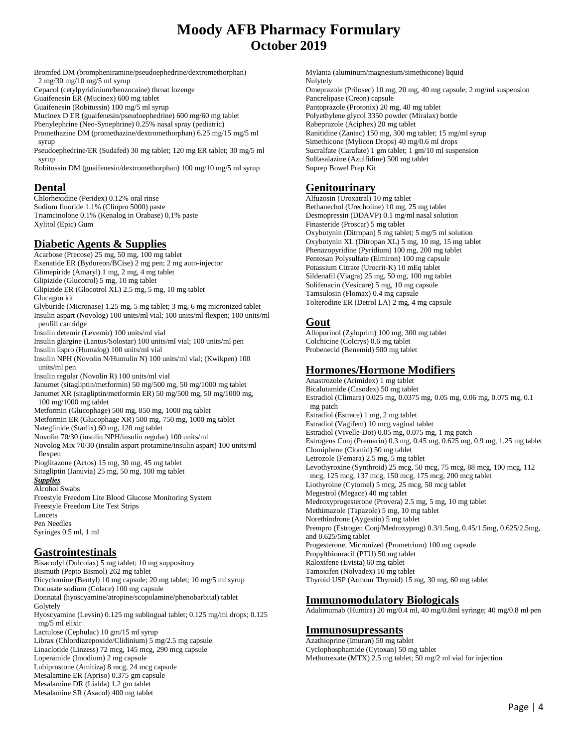# Moody AFB Pharmacy Formulary
## October 2019

Bromfed DM (brompheniramine/pseudoephedrine/dextromethorphan) 2 mg/30 mg/10 mg/5 ml syrup
Cepacol (cetylpyridinium/benzocaine) throat lozenge
Guaifenesin ER (Mucinex) 600 mg tablet
Guaifenesin (Robitussin) 100 mg/5 ml syrup
Mucinex D ER (guaifenesin/pseudoephedrine) 600 mg/60 mg tablet
Phenylephrine (Neo-Synephrine) 0.25% nasal spray (pediatric)
Promethazine DM (promethazine/dextromethorphan) 6.25 mg/15 mg/5 ml syrup
Pseudoephedrine/ER (Sudafed) 30 mg tablet; 120 mg ER tablet; 30 mg/5 ml syrup
Robitussin DM (guaifenesin/dextromethorphan) 100 mg/10 mg/5 ml syrup

## Dental

Chlorhexidine (Peridex) 0.12% oral rinse
Sodium fluoride 1.1% (Clinpro 5000) paste
Triamcinolone 0.1% (Kenalog in Orabase) 0.1% paste
Xylitol (Epic) Gum

## Diabetic Agents & Supplies

Acarbose (Precose) 25 mg, 50 mg, 100 mg tablet
Exenatide ER (Bydureon/BCise) 2 mg pen; 2 mg auto-injector
Glimepiride (Amaryl) 1 mg, 2 mg, 4 mg tablet
Glipizide (Glucotrol) 5 mg, 10 mg tablet
Glipizide ER (Glocotrol XL) 2.5 mg, 5 mg, 10 mg tablet
Glucagon kit
Glyburide (Micronase) 1.25 mg, 5 mg tablet; 3 mg, 6 mg micronized tablet
Insulin aspart (Novolog) 100 units/ml vial; 100 units/ml flexpen; 100 units/ml penfill cartridge
Insulin detemir (Levemir) 100 units/ml vial
Insulin glargine (Lantus/Solostar) 100 units/ml vial; 100 units/ml pen
Insulin lispro (Humalog) 100 units/ml vial
Insulin NPH (Novolin N/Humulin N) 100 units/ml vial; (Kwikpen) 100 units/ml pen
Insulin regular (Novolin R) 100 units/ml vial
Janumet (sitagliptin/metformin) 50 mg/500 mg, 50 mg/1000 mg tablet
Janumet XR (sitagliptin/metformin ER) 50 mg/500 mg, 50 mg/1000 mg, 100 mg/1000 mg tablet
Metformin (Glucophage) 500 mg, 850 mg, 1000 mg tablet
Metformin ER (Glucophage XR) 500 mg, 750 mg, 1000 mg tablet
Nateglinide (Starlix) 60 mg, 120 mg tablet
Novolin 70/30 (insulin NPH/insulin regular) 100 units/ml
Novolog Mix 70/30 (insulin aspart protamine/insulin aspart) 100 units/ml flexpen
Pioglitazone (Actos) 15 mg, 30 mg, 45 mg tablet
Sitagliptin (Januvia) 25 mg, 50 mg, 100 mg tablet

***Supplies***

Alcohol Swabs
Freestyle Freedom Lite Blood Glucose Monitoring System
Freestyle Freedom Lite Test Strips
Lancets
Pen Needles
Syringes 0.5 ml, 1 ml

## Gastrointestinals

Bisacodyl (Dulcolax) 5 mg tablet; 10 mg suppository
Bismuth (Pepto Bismol) 262 mg tablet
Dicyclomine (Bentyl) 10 mg capsule; 20 mg tablet; 10 mg/5 ml syrup
Docusate sodium (Colace) 100 mg capsule
Donnatal (hyoscyamine/atropine/scopolamine/phenobarbital) tablet
Golytely
Hyoscyamine (Levsin) 0.125 mg sublingual tablet; 0.125 mg/ml drops; 0.125 mg/5 ml elixir
Lactulose (Cephulac) 10 gm/15 ml syrup
Librax (Chlordiazepoxide/Clidinium) 5 mg/2.5 mg capsule
Linaclotide (Linzess) 72 mcg, 145 mcg, 290 mcg capsule
Loperamide (Imodium) 2 mg capsule
Lubiprostone (Amitiza) 8 mcg, 24 mcg capsule
Mesalamine ER (Apriso) 0.375 gm capsule
Mesalamine DR (Lialda) 1.2 gm tablet
Mesalamine SR (Asacol) 400 mg tablet
Mylanta (aluminum/magnesium/simethicone) liquid
Nulytely
Omeprazole (Prilosec) 10 mg, 20 mg, 40 mg capsule; 2 mg/ml suspension
Pancrelipase (Creon) capsule
Pantoprazole (Protonix) 20 mg, 40 mg tablet
Polyethylene glycol 3350 powder (Miralax) bottle
Rabeprazole (Aciphex) 20 mg tablet
Ranitidine (Zantac) 150 mg, 300 mg tablet; 15 mg/ml syrup
Simethicone (Mylicon Drops) 40 mg/0.6 ml drops
Sucralfate (Carafate) 1 gm tablet; 1 gm/10 ml suspension
Sulfasalazine (Azulfidine) 500 mg tablet
Suprep Bowel Prep Kit

## Genitourinary

Alfuzosin (Uroxatral) 10 mg tablet
Bethanechol (Urecholine) 10 mg, 25 mg tablet
Desmopressin (DDAVP) 0.1 mg/ml nasal solution
Finasteride (Proscar) 5 mg tablet
Oxybutynin (Ditropan) 5 mg tablet; 5 mg/5 ml solution
Oxybutynin XL (Ditropan XL) 5 mg, 10 mg, 15 mg tablet
Phenazopyridine (Pyridium) 100 mg, 200 mg tablet
Pentosan Polysulfate (Elmiron) 100 mg capsule
Potassium Citrate (Urocrit-K) 10 mEq tablet
Sildenafil (Viagra) 25 mg, 50 mg, 100 mg tablet
Solifenacin (Vesicare) 5 mg, 10 mg capsule
Tamsulosin (Flomax) 0.4 mg capsule
Tolterodine ER (Detrol LA) 2 mg, 4 mg capsule

## Gout

Allopurinol (Zyloprim) 100 mg, 300 mg tablet
Colchicine (Colcrys) 0.6 mg tablet
Probenecid (Benemid) 500 mg tablet

## Hormones/Hormone Modifiers

Anastrozole (Arimidex) 1 mg tablet
Bicalutamide (Casodex) 50 mg tablet
Estradiol (Climara) 0.025 mg, 0.0375 mg, 0.05 mg, 0.06 mg, 0.075 mg, 0.1 mg patch
Estradiol (Estrace) 1 mg, 2 mg tablet
Estradiol (Vagifem) 10 mcg vaginal tablet
Estradiol (Vivelle-Dot) 0.05 mg, 0.075 mg, 1 mg patch
Estrogens Conj (Premarin) 0.3 mg, 0.45 mg, 0.625 mg, 0.9 mg, 1.25 mg tablet
Clomiphene (Clomid) 50 mg tablet
Letrozole (Femara) 2.5 mg, 5 mg tablet
Levothyroxine (Synthroid) 25 mcg, 50 mcg, 75 mcg, 88 mcg, 100 mcg, 112 mcg, 125 mcg, 137 mcg, 150 mcg, 175 mcg, 200 mcg tablet
Liothyroine (Cytomel) 5 mcg, 25 mcg, 50 mcg tablet
Megestrol (Megace) 40 mg tablet
Medroxyprogesterone (Provera) 2.5 mg, 5 mg, 10 mg tablet
Methimazole (Tapazole) 5 mg, 10 mg tablet
Norethindrone (Aygestin) 5 mg tablet
Prempro (Estrogen Conj/Medroxyprog) 0.3/1.5mg, 0.45/1.5mg, 0.625/2.5mg, and 0.625/5mg tablet
Progesterone, Micronized (Prometrium) 100 mg capsule
Propylthiouracil (PTU) 50 mg tablet
Raloxifene (Evista) 60 mg tablet
Tamoxifen (Nolvadex) 10 mg tablet
Thyroid USP (Armour Thyroid) 15 mg, 30 mg, 60 mg tablet

## Immunomodulatory Biologicals

Adalimumab (Humira) 20 mg/0.4 ml, 40 mg/0.8ml syringe; 40 mg/0.8 ml pen

## Immunosupressants

Azathioprine (Imuran) 50 mg tablet
Cyclophosphamide (Cytoxan) 50 mg tablet
Methotrexate (MTX) 2.5 mg tablet; 50 mg/2 ml vial for injection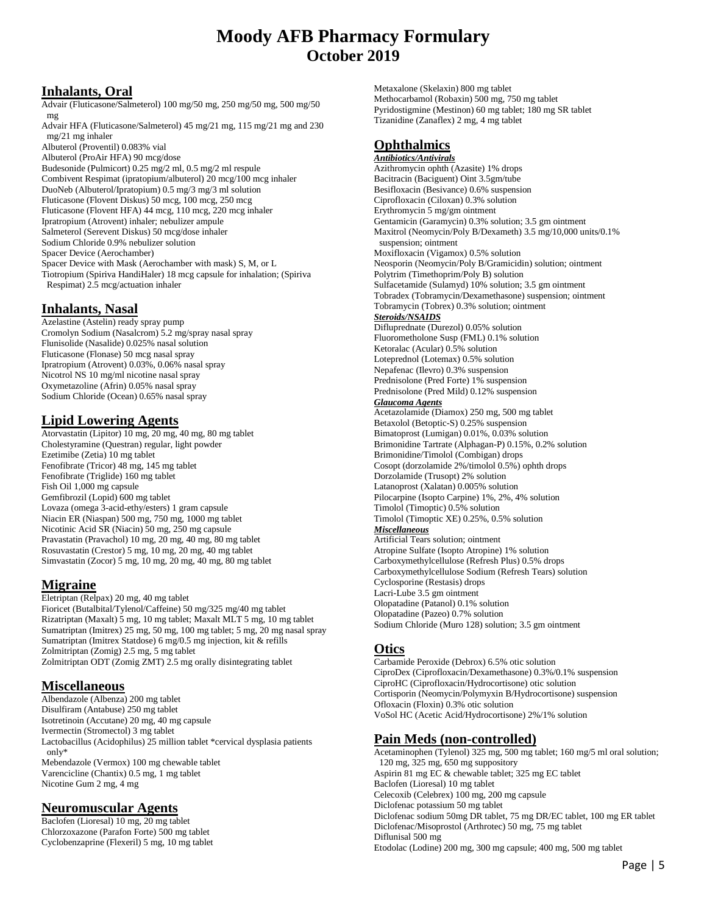# Moody AFB Pharmacy Formulary
## October 2019

## Inhalants, Oral

Advair (Fluticasone/Salmeterol) 100 mg/50 mg, 250 mg/50 mg, 500 mg/50 mg
Advair HFA (Fluticasone/Salmeterol) 45 mg/21 mg, 115 mg/21 mg and 230 mg/21 mg inhaler
Albuterol (Proventil) 0.083% vial
Albuterol (ProAir HFA) 90 mcg/dose
Budesonide (Pulmicort) 0.25 mg/2 ml, 0.5 mg/2 ml respule
Combivent Respimat (ipratopium/albuterol) 20 mcg/100 mcg inhaler
DuoNeb (Albuterol/Ipratopium) 0.5 mg/3 mg/3 ml solution
Fluticasone (Flovent Diskus) 50 mcg, 100 mcg, 250 mcg
Fluticasone (Flovent HFA) 44 mcg, 110 mcg, 220 mcg inhaler
Ipratropium (Atrovent) inhaler; nebulizer ampule
Salmeterol (Serevent Diskus) 50 mcg/dose inhaler
Sodium Chloride 0.9% nebulizer solution
Spacer Device (Aerochamber)
Spacer Device with Mask (Aerochamber with mask) S, M, or L
Tiotropium (Spiriva HandiHaler) 18 mcg capsule for inhalation; (Spiriva Respimat) 2.5 mcg/actuation inhaler

## Inhalants, Nasal

Azelastine (Astelin) ready spray pump
Cromolyn Sodium (Nasalcrom) 5.2 mg/spray nasal spray
Flunisolide (Nasalide) 0.025% nasal solution
Fluticasone (Flonase) 50 mcg nasal spray
Ipratropium (Atrovent) 0.03%, 0.06% nasal spray
Nicotrol NS 10 mg/ml nicotine nasal spray
Oxymetazoline (Afrin) 0.05% nasal spray
Sodium Chloride (Ocean) 0.65% nasal spray

## Lipid Lowering Agents

Atorvastatin (Lipitor) 10 mg, 20 mg, 40 mg, 80 mg tablet
Cholestyramine (Questran) regular, light powder
Ezetimibe (Zetia) 10 mg tablet
Fenofibrate (Tricor) 48 mg, 145 mg tablet
Fenofibrate (Triglide) 160 mg tablet
Fish Oil 1,000 mg capsule
Gemfibrozil (Lopid) 600 mg tablet
Lovaza (omega 3-acid-ethy/esters) 1 gram capsule
Niacin ER (Niaspan) 500 mg, 750 mg, 1000 mg tablet
Nicotinic Acid SR (Niacin) 50 mg, 250 mg capsule
Pravastatin (Pravachol) 10 mg, 20 mg, 40 mg, 80 mg tablet
Rosuvastatin (Crestor) 5 mg, 10 mg, 20 mg, 40 mg tablet
Simvastatin (Zocor) 5 mg, 10 mg, 20 mg, 40 mg, 80 mg tablet

## Migraine

Eletriptan (Relpax) 20 mg, 40 mg tablet
Fioricet (Butalbital/Tylenol/Caffeine) 50 mg/325 mg/40 mg tablet
Rizatriptan (Maxalt) 5 mg, 10 mg tablet; Maxalt MLT 5 mg, 10 mg tablet
Sumatriptan (Imitrex) 25 mg, 50 mg, 100 mg tablet; 5 mg, 20 mg nasal spray
Sumatriptan (Imitrex Statdose) 6 mg/0.5 mg injection, kit & refills
Zolmitriptan (Zomig) 2.5 mg, 5 mg tablet
Zolmitriptan ODT (Zomig ZMT) 2.5 mg orally disintegrating tablet

## Miscellaneous

Albendazole (Albenza) 200 mg tablet
Disulfiram (Antabuse) 250 mg tablet
Isotretinoin (Accutane) 20 mg, 40 mg capsule
Ivermectin (Stromectol) 3 mg tablet
Lactobacillus (Acidophilus) 25 million tablet *cervical dysplasia patients only*
Mebendazole (Vermox) 100 mg chewable tablet
Varencicline (Chantix) 0.5 mg, 1 mg tablet
Nicotine Gum 2 mg, 4 mg

## Neuromuscular Agents

Baclofen (Lioresal) 10 mg, 20 mg tablet
Chlorzoxazone (Parafon Forte) 500 mg tablet
Cyclobenzaprine (Flexeril) 5 mg, 10 mg tablet
Metaxalone (Skelaxin) 800 mg tablet
Methocarbamol (Robaxin) 500 mg, 750 mg tablet
Pyridostigmine (Mestinon) 60 mg tablet; 180 mg SR tablet
Tizanidine (Zanaflex) 2 mg, 4 mg tablet

## Ophthalmics

***Antibiotics/Antivirals***

Azithromycin ophth (Azasite) 1% drops
Bacitracin (Baciguent) Oint 3.5gm/tube
Besifloxacin (Besivance) 0.6% suspension
Ciprofloxacin (Ciloxan) 0.3% solution
Erythromycin 5 mg/gm ointment
Gentamicin (Garamycin) 0.3% solution; 3.5 gm ointment
Maxitrol (Neomycin/Poly B/Dexameth) 3.5 mg/10,000 units/0.1% suspension; ointment
Moxifloxacin (Vigamox) 0.5% solution
Neosporin (Neomycin/Poly B/Gramicidin) solution; ointment
Polytrim (Timethoprim/Poly B) solution
Sulfacetamide (Sulamyd) 10% solution; 3.5 gm ointment
Tobradex (Tobramycin/Dexamethasone) suspension; ointment
Tobramycin (Tobrex) 0.3% solution; ointment

***Steroids/NSAIDS***

Difluprednate (Durezol) 0.05% solution
Fluorometholone Susp (FML) 0.1% solution
Ketoralac (Acular) 0.5% solution
Loteprednol (Lotemax) 0.5% solution
Nepafenac (Ilevro) 0.3% suspension
Prednisolone (Pred Forte) 1% suspension
Prednisolone (Pred Mild) 0.12% suspension

***Glaucoma Agents***

Acetazolamide (Diamox) 250 mg, 500 mg tablet
Betaxolol (Betoptic-S) 0.25% suspension
Bimatoprost (Lumigan) 0.01%, 0.03% solution
Brimonidine Tartrate (Alphagan-P) 0.15%, 0.2% solution
Brimonidine/Timolol (Combigan) drops
Cosopt (dorzolamide 2%/timolol 0.5%) ophth drops
Dorzolamide (Trusopt) 2% solution
Latanoprost (Xalatan) 0.005% solution
Pilocarpine (Isopto Carpine) 1%, 2%, 4% solution
Timolol (Timoptic) 0.5% solution
Timolol (Timoptic XE) 0.25%, 0.5% solution

***Miscellaneous***

Artificial Tears solution; ointment
Atropine Sulfate (Isopto Atropine) 1% solution
Carboxymethylcellulose (Refresh Plus) 0.5% drops
Carboxymethylcellulose Sodium (Refresh Tears) solution
Cyclosporine (Restasis) drops
Lacri-Lube 3.5 gm ointment
Olopatadine (Patanol) 0.1% solution
Olopatadine (Pazeo) 0.7% solution
Sodium Chloride (Muro 128) solution; 3.5 gm ointment

## Otics

Carbamide Peroxide (Debrox) 6.5% otic solution
CiproDex (Ciprofloxacin/Dexamethasone) 0.3%/0.1% suspension
CiproHC (Ciprofloxacin/Hydrocortisone) otic solution
Cortisporin (Neomycin/Polymyxin B/Hydrocortisone) suspension
Ofloxacin (Floxin) 0.3% otic solution
VoSol HC (Acetic Acid/Hydrocortisone) 2%/1% solution

## Pain Meds (non-controlled)

Acetaminophen (Tylenol) 325 mg, 500 mg tablet; 160 mg/5 ml oral solution; 120 mg, 325 mg, 650 mg suppository
Aspirin 81 mg EC & chewable tablet; 325 mg EC tablet
Baclofen (Lioresal) 10 mg tablet
Celecoxib (Celebrex) 100 mg, 200 mg capsule
Diclofenac potassium 50 mg tablet
Diclofenac sodium 50mg DR tablet, 75 mg DR/EC tablet, 100 mg ER tablet
Diclofenac/Misoprostol (Arthrotec) 50 mg, 75 mg tablet
Diflunisal 500 mg
Etodolac (Lodine) 200 mg, 300 mg capsule; 400 mg, 500 mg tablet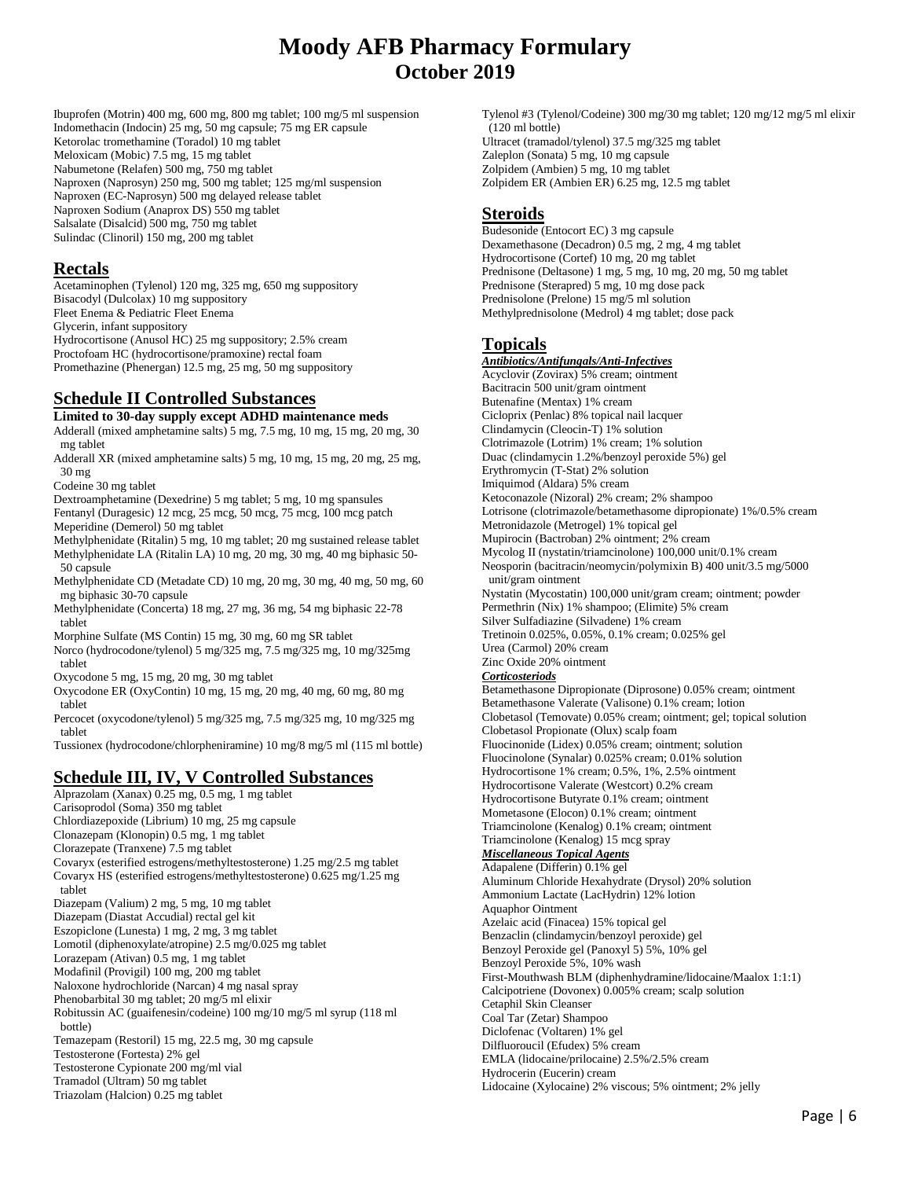# Moody AFB Pharmacy Formulary
## October 2019

Ibuprofen (Motrin) 400 mg, 600 mg, 800 mg tablet; 100 mg/5 ml suspension
Indomethacin (Indocin) 25 mg, 50 mg capsule; 75 mg ER capsule
Ketorolac tromethamine (Toradol) 10 mg tablet
Meloxicam (Mobic) 7.5 mg, 15 mg tablet
Nabumetone (Relafen) 500 mg, 750 mg tablet
Naproxen (Naprosyn) 250 mg, 500 mg tablet; 125 mg/ml suspension
Naproxen (EC-Naprosyn) 500 mg delayed release tablet
Naproxen Sodium (Anaprox DS) 550 mg tablet
Salsalate (Disalcid) 500 mg, 750 mg tablet
Sulindac (Clinoril) 150 mg, 200 mg tablet

## Rectals

Acetaminophen (Tylenol) 120 mg, 325 mg, 650 mg suppository
Bisacodyl (Dulcolax) 10 mg suppository
Fleet Enema & Pediatric Fleet Enema
Glycerin, infant suppository
Hydrocortisone (Anusol HC) 25 mg suppository; 2.5% cream
Proctofoam HC (hydrocortisone/pramoxine) rectal foam
Promethazine (Phenergan) 12.5 mg, 25 mg, 50 mg suppository

## Schedule II Controlled Substances

**Limited to 30-day supply except ADHD maintenance meds**

Adderall (mixed amphetamine salts) 5 mg, 7.5 mg, 10 mg, 15 mg, 20 mg, 30 mg tablet
Adderall XR (mixed amphetamine salts) 5 mg, 10 mg, 15 mg, 20 mg, 25 mg, 30 mg
Codeine 30 mg tablet
Dextroamphetamine (Dexedrine) 5 mg tablet; 5 mg, 10 mg spansules
Fentanyl (Duragesic) 12 mcg, 25 mcg, 50 mcg, 75 mcg, 100 mcg patch
Meperidine (Demerol) 50 mg tablet
Methylphenidate (Ritalin) 5 mg, 10 mg tablet; 20 mg sustained release tablet
Methylphenidate LA (Ritalin LA) 10 mg, 20 mg, 30 mg, 40 mg biphasic 50-50 capsule
Methylphenidate CD (Metadate CD) 10 mg, 20 mg, 30 mg, 40 mg, 50 mg, 60 mg biphasic 30-70 capsule
Methylphenidate (Concerta) 18 mg, 27 mg, 36 mg, 54 mg biphasic 22-78 tablet
Morphine Sulfate (MS Contin) 15 mg, 30 mg, 60 mg SR tablet
Norco (hydrocodone/tylenol) 5 mg/325 mg, 7.5 mg/325 mg, 10 mg/325mg tablet
Oxycodone 5 mg, 15 mg, 20 mg, 30 mg tablet
Oxycodone ER (OxyContin) 10 mg, 15 mg, 20 mg, 40 mg, 60 mg, 80 mg tablet
Percocet (oxycodone/tylenol) 5 mg/325 mg, 7.5 mg/325 mg, 10 mg/325 mg tablet
Tussionex (hydrocodone/chlorpheniramine) 10 mg/8 mg/5 ml (115 ml bottle)

## Schedule III, IV, V Controlled Substances

Alprazolam (Xanax) 0.25 mg, 0.5 mg, 1 mg tablet
Carisoprodol (Soma) 350 mg tablet
Chlordiazepoxide (Librium) 10 mg, 25 mg capsule
Clonazepam (Klonopin) 0.5 mg, 1 mg tablet
Clorazepate (Tranxene) 7.5 mg tablet
Covaryx (esterified estrogens/methyltestosterone) 1.25 mg/2.5 mg tablet
Covaryx HS (esterified estrogens/methyltestosterone) 0.625 mg/1.25 mg tablet
Diazepam (Valium) 2 mg, 5 mg, 10 mg tablet
Diazepam (Diastat Accudial) rectal gel kit
Eszopiclone (Lunesta) 1 mg, 2 mg, 3 mg tablet
Lomotil (diphenoxylate/atropine) 2.5 mg/0.025 mg tablet
Lorazepam (Ativan) 0.5 mg, 1 mg tablet
Modafinil (Provigil) 100 mg, 200 mg tablet
Naloxone hydrochloride (Narcan) 4 mg nasal spray
Phenobarbital 30 mg tablet; 20 mg/5 ml elixir
Robitussin AC (guaifenesin/codeine) 100 mg/10 mg/5 ml syrup (118 ml bottle)
Temazepam (Restoril) 15 mg, 22.5 mg, 30 mg capsule
Testosterone (Fortesta) 2% gel
Testosterone Cypionate 200 mg/ml vial
Tramadol (Ultram) 50 mg tablet
Triazolam (Halcion) 0.25 mg tablet
Tylenol #3 (Tylenol/Codeine) 300 mg/30 mg tablet; 120 mg/12 mg/5 ml elixir (120 ml bottle)
Ultracet (tramadol/tylenol) 37.5 mg/325 mg tablet
Zaleplon (Sonata) 5 mg, 10 mg capsule
Zolpidem (Ambien) 5 mg, 10 mg tablet
Zolpidem ER (Ambien ER) 6.25 mg, 12.5 mg tablet

## Steroids

Budesonide (Entocort EC) 3 mg capsule
Dexamethasone (Decadron) 0.5 mg, 2 mg, 4 mg tablet
Hydrocortisone (Cortef) 10 mg, 20 mg tablet
Prednisone (Deltasone) 1 mg, 5 mg, 10 mg, 20 mg, 50 mg tablet
Prednisone (Sterapred) 5 mg, 10 mg dose pack
Prednisolone (Prelone) 15 mg/5 ml solution
Methylprednisolone (Medrol) 4 mg tablet; dose pack

## Topicals

***Antibiotics/Antifungals/Anti-Infectives***

Acyclovir (Zovirax) 5% cream; ointment
Bacitracin 500 unit/gram ointment
Butenafine (Mentax) 1% cream
Cicloprix (Penlac) 8% topical nail lacquer
Clindamycin (Cleocin-T) 1% solution
Clotrimazole (Lotrim) 1% cream; 1% solution
Duac (clindamycin 1.2%/benzoyl peroxide 5%) gel
Erythromycin (T-Stat) 2% solution
Imiquimod (Aldara) 5% cream
Ketoconazole (Nizoral) 2% cream; 2% shampoo
Lotrisone (clotrimazole/betamethasome dipropionate) 1%/0.5% cream
Metronidazole (Metrogel) 1% topical gel
Mupirocin (Bactroban) 2% ointment; 2% cream
Mycolog II (nystatin/triamcinolone) 100,000 unit/0.1% cream
Neosporin (bacitracin/neomycin/polymixin B) 400 unit/3.5 mg/5000 unit/gram ointment
Nystatin (Mycostatin) 100,000 unit/gram cream; ointment; powder
Permethrin (Nix) 1% shampoo; (Elimite) 5% cream
Silver Sulfadiazine (Silvadene) 1% cream
Tretinoin 0.025%, 0.05%, 0.1% cream; 0.025% gel
Urea (Carmol) 20% cream
Zinc Oxide 20% ointment

***Corticosteriods***

Betamethasone Dipropionate (Diprosone) 0.05% cream; ointment
Betamethasone Valerate (Valisone) 0.1% cream; lotion
Clobetasol (Temovate) 0.05% cream; ointment; gel; topical solution
Clobetasol Propionate (Olux) scalp foam
Fluocinonide (Lidex) 0.05% cream; ointment; solution
Fluocinolone (Synalar) 0.025% cream; 0.01% solution
Hydrocortisone 1% cream; 0.5%, 1%, 2.5% ointment
Hydrocortisone Valerate (Westcort) 0.2% cream
Hydrocortisone Butyrate 0.1% cream; ointment
Mometasone (Elocon) 0.1% cream; ointment
Triamcinolone (Kenalog) 0.1% cream; ointment
Triamcinolone (Kenalog) 15 mcg spray

***Miscellaneous Topical Agents***

Adapalene (Differin) 0.1% gel
Aluminum Chloride Hexahydrate (Drysol) 20% solution
Ammonium Lactate (LacHydrin) 12% lotion
Aquaphor Ointment
Azelaic acid (Finacea) 15% topical gel
Benzaclin (clindamycin/benzoyl peroxide) gel
Benzoyl Peroxide gel (Panoxyl 5) 5%, 10% gel
Benzoyl Peroxide 5%, 10% wash
First-Mouthwash BLM (diphenhydramine/lidocaine/Maalox 1:1:1)
Calcipotriene (Dovonex) 0.005% cream; scalp solution
Cetaphil Skin Cleanser
Coal Tar (Zetar) Shampoo
Diclofenac (Voltaren) 1% gel
Dilfluoroucil (Efudex) 5% cream
EMLA (lidocaine/prilocaine) 2.5%/2.5% cream
Hydrocerin (Eucerin) cream
Lidocaine (Xylocaine) 2% viscous; 5% ointment; 2% jelly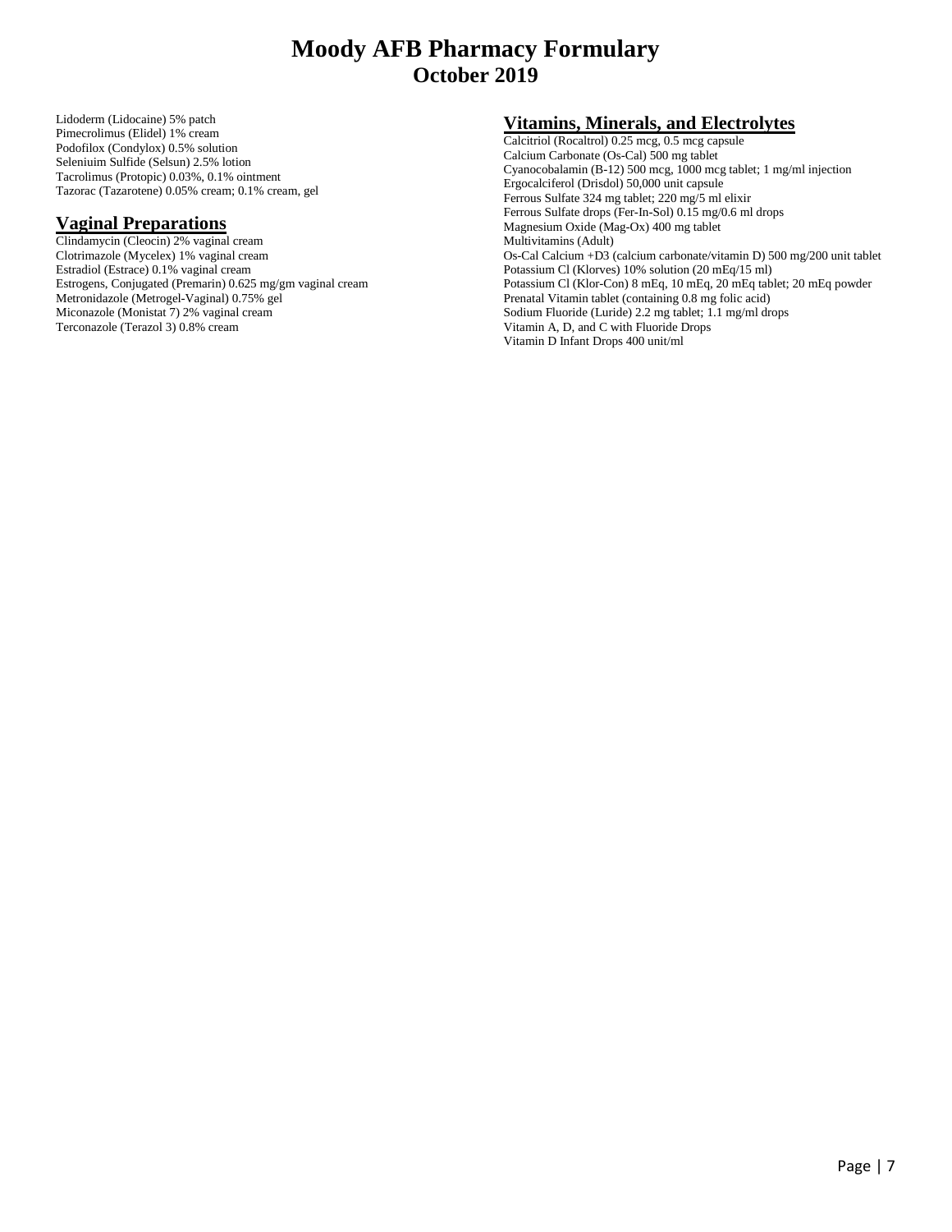# Moody AFB Pharmacy Formulary
## October 2019

Lidoderm (Lidocaine) 5% patch
Pimecrolimus (Elidel) 1% cream
Podofilox (Condylox) 0.5% solution
Seleniuim Sulfide (Selsun) 2.5% lotion
Tacrolimus (Protopic) 0.03%, 0.1% ointment
Tazorac (Tazarotene) 0.05% cream; 0.1% cream, gel

## Vaginal Preparations

Clindamycin (Cleocin) 2% vaginal cream
Clotrimazole (Mycelex) 1% vaginal cream
Estradiol (Estrace) 0.1% vaginal cream
Estrogens, Conjugated (Premarin) 0.625 mg/gm vaginal cream
Metronidazole (Metrogel-Vaginal) 0.75% gel
Miconazole (Monistat 7) 2% vaginal cream
Terconazole (Terazol 3) 0.8% cream

## Vitamins, Minerals, and Electrolytes

Calcitriol (Rocaltrol) 0.25 mcg, 0.5 mcg capsule
Calcium Carbonate (Os-Cal) 500 mg tablet
Cyanocobalamin (B-12) 500 mcg, 1000 mcg tablet; 1 mg/ml injection
Ergocalciferol (Drisdol) 50,000 unit capsule
Ferrous Sulfate 324 mg tablet; 220 mg/5 ml elixir
Ferrous Sulfate drops (Fer-In-Sol) 0.15 mg/0.6 ml drops
Magnesium Oxide (Mag-Ox) 400 mg tablet
Multivitamins (Adult)
Os-Cal Calcium +D3 (calcium carbonate/vitamin D) 500 mg/200 unit tablet
Potassium Cl (Klorves) 10% solution (20 mEq/15 ml)
Potassium Cl (Klor-Con) 8 mEq, 10 mEq, 20 mEq tablet; 20 mEq powder
Prenatal Vitamin tablet (containing 0.8 mg folic acid)
Sodium Fluoride (Luride) 2.2 mg tablet; 1.1 mg/ml drops
Vitamin A, D, and C with Fluoride Drops
Vitamin D Infant Drops 400 unit/ml